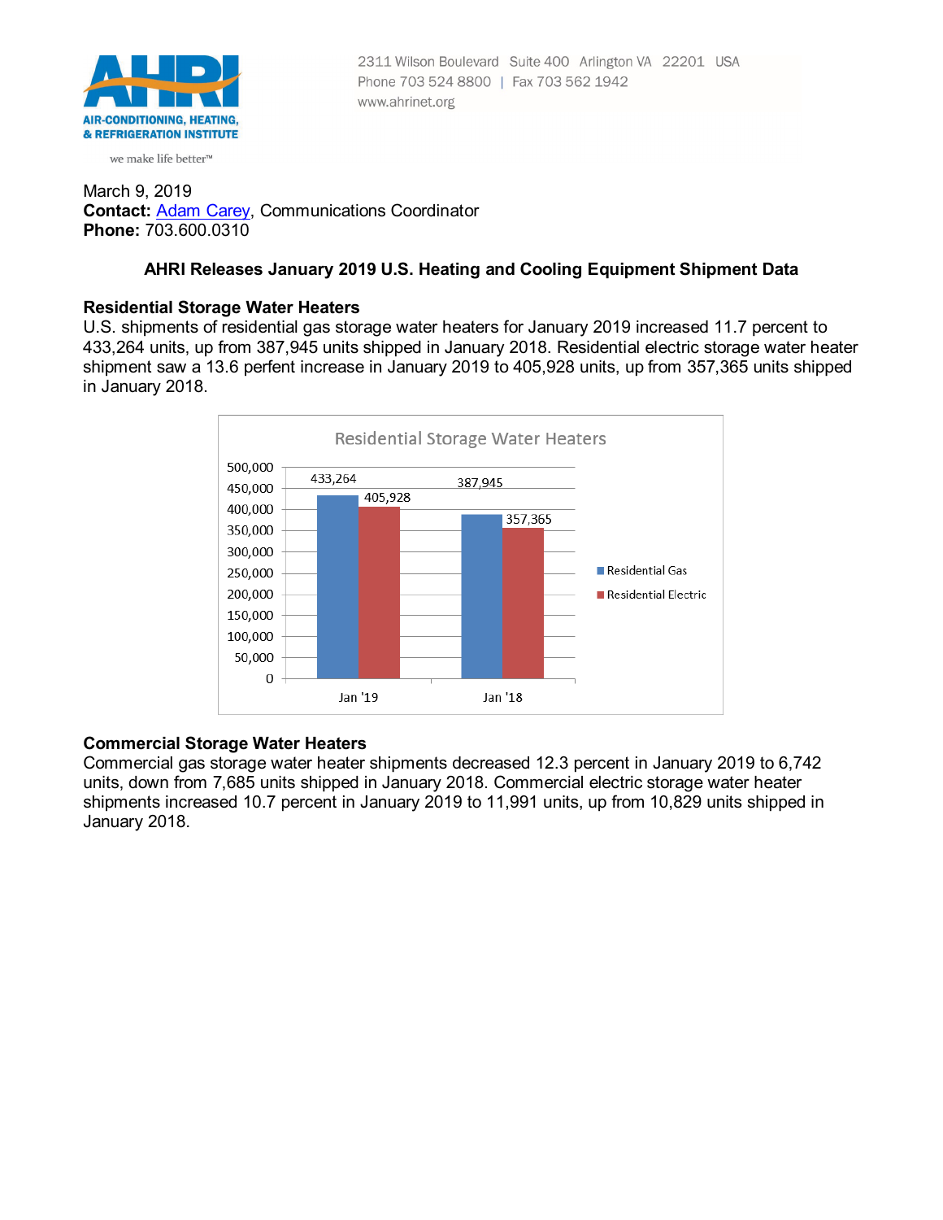AIR-CONDITIONING, HEATING, & REFRIGERATION INSTITUTE

we make life better™

2311 Wilson Boulevard Suite 400 Arlington VA 22201 USA
Phone 703 524 8800 | Fax 703 562 1942
www.ahrinet.org

March 9, 2019
**Contact:** Adam Carey, Communications Coordinator
**Phone:** 703.600.0310

## AHRI Releases January 2019 U.S. Heating and Cooling Equipment Shipment Data

### Residential Storage Water Heaters

U.S. shipments of residential gas storage water heaters for January 2019 increased 11.7 percent to 433,264 units, up from 387,945 units shipped in January 2018. Residential electric storage water heater shipment saw a 13.6 perfent increase in January 2019 to 405,928 units, up from 357,365 units shipped in January 2018.

Residential Storage Water Heaters

| | Residential Gas | Residential Electric |
|---|---|---|
| Jan '19 | 433,264 | 405,928 |
| Jan '18 | 387,945 | 357,365 |

### Commercial Storage Water Heaters

Commercial gas storage water heater shipments decreased 12.3 percent in January 2019 to 6,742 units, down from 7,685 units shipped in January 2018. Commercial electric storage water heater shipments increased 10.7 percent in January 2019 to 11,991 units, up from 10,829 units shipped in January 2018.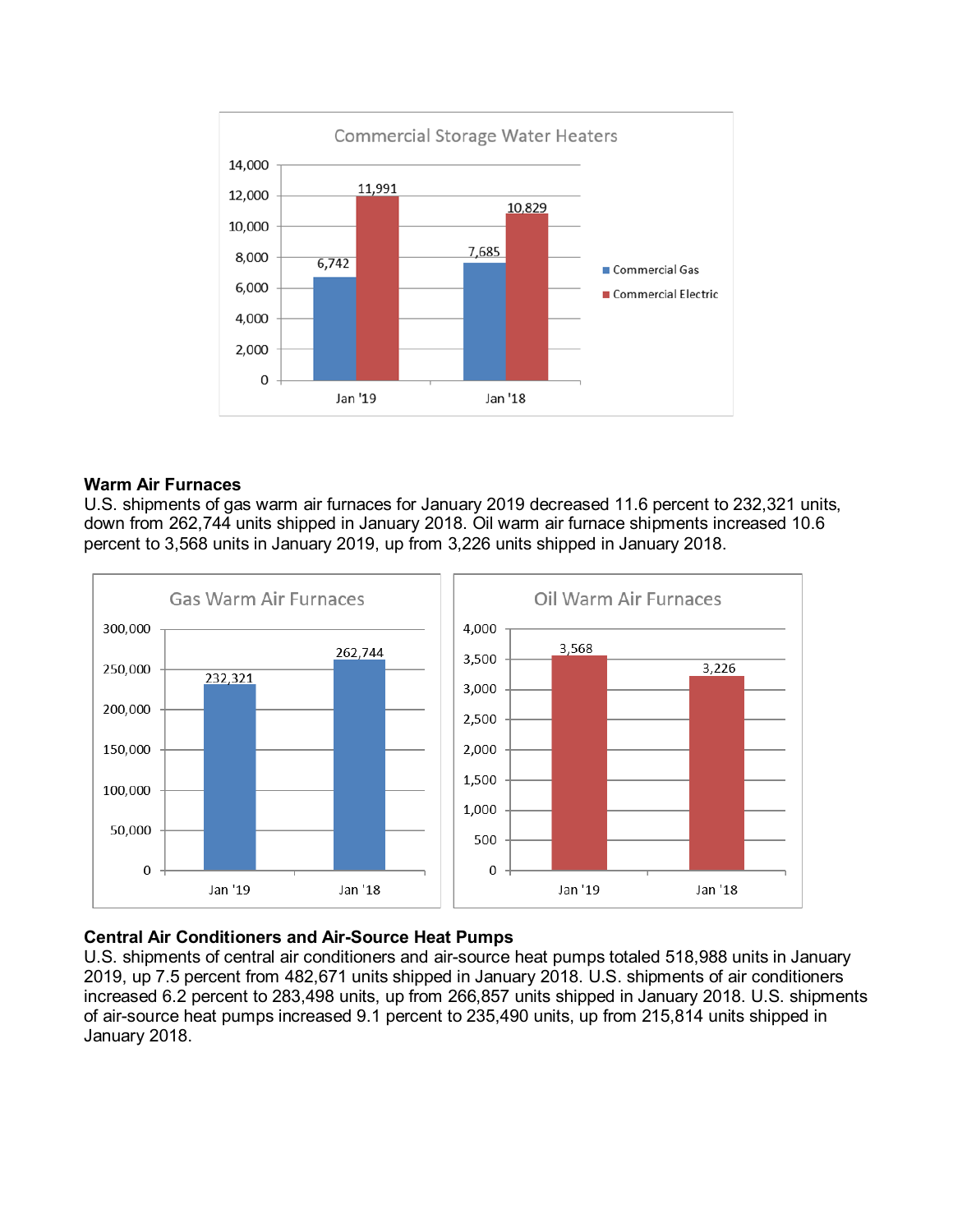## Commercial Storage Water Heaters

| | Commercial Gas | Commercial Electric |
|---|---|---|
| Jan '19 | 6,742 | 11,991 |
| Jan '18 | 7,685 | 10,829 |

### Warm Air Furnaces

U.S. shipments of gas warm air furnaces for January 2019 decreased 11.6 percent to 232,321 units, down from 262,744 units shipped in January 2018. Oil warm air furnace shipments increased 10.6 percent to 3,568 units in January 2019, up from 3,226 units shipped in January 2018.

## Gas Warm Air Furnaces

| | Gas Warm Air Furnaces |
|---|---|
| Jan '19 | 232,321 |
| Jan '18 | 262,744 |

## Oil Warm Air Furnaces

| | Oil Warm Air Furnaces |
|---|---|
| Jan '19 | 3,568 |
| Jan '18 | 3,226 |

### Central Air Conditioners and Air-Source Heat Pumps

U.S. shipments of central air conditioners and air-source heat pumps totaled 518,988 units in January 2019, up 7.5 percent from 482,671 units shipped in January 2018. U.S. shipments of air conditioners increased 6.2 percent to 283,498 units, up from 266,857 units shipped in January 2018. U.S. shipments of air-source heat pumps increased 9.1 percent to 235,490 units, up from 215,814 units shipped in January 2018.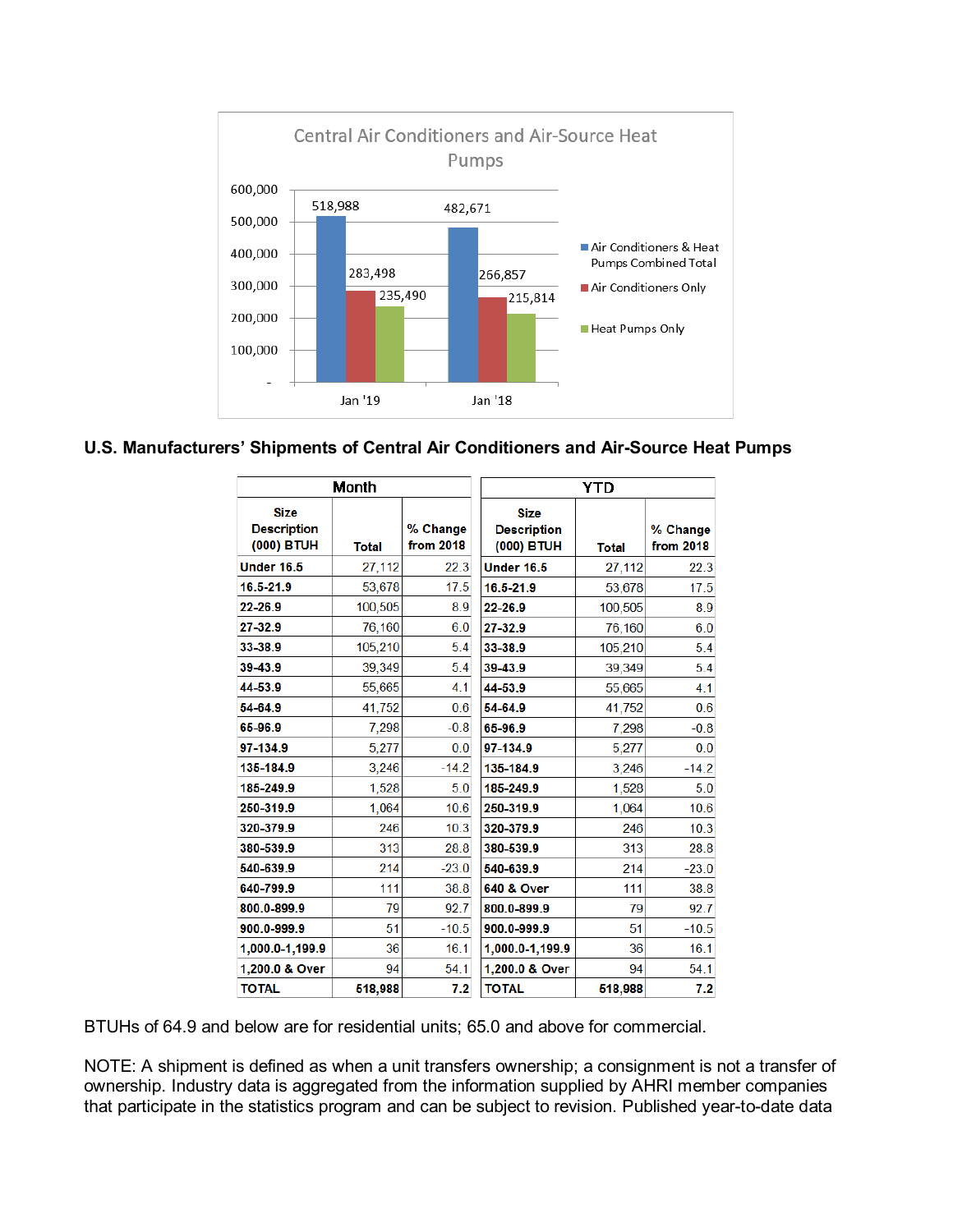**Central Air Conditioners and Air-Source Heat Pumps**

| | Jan '19 | Jan '18 |
|---|---|---|
| Air Conditioners & Heat Pumps Combined Total | 518,988 | 482,671 |
| Air Conditioners Only | 283,498 | 266,857 |
| Heat Pumps Only | 235,490 | 215,814 |

## U.S. Manufacturers' Shipments of Central Air Conditioners and Air-Source Heat Pumps

| Month | | | YTD | | |
|---|---|---|---|---|---|
| **Size Description (000) BTUH** | **Total** | **% Change from 2018** | **Size Description (000) BTUH** | **Total** | **% Change from 2018** |
| **Under 16.5** | 27,112 | 22.3 | **Under 16.5** | 27,112 | 22.3 |
| **16.5-21.9** | 53,678 | 17.5 | **16.5-21.9** | 53,678 | 17.5 |
| **22-26.9** | 100,505 | 8.9 | **22-26.9** | 100,505 | 8.9 |
| **27-32.9** | 76,160 | 6.0 | **27-32.9** | 76,160 | 6.0 |
| **33-38.9** | 105,210 | 5.4 | **33-38.9** | 105,210 | 5.4 |
| **39-43.9** | 39,349 | 5.4 | **39-43.9** | 39,349 | 5.4 |
| **44-53.9** | 55,665 | 4.1 | **44-53.9** | 55,665 | 4.1 |
| **54-64.9** | 41,752 | 0.6 | **54-64.9** | 41,752 | 0.6 |
| **65-96.9** | 7,298 | -0.8 | **65-96.9** | 7,298 | -0.8 |
| **97-134.9** | 5,277 | 0.0 | **97-134.9** | 5,277 | 0.0 |
| **135-184.9** | 3,246 | -14.2 | **135-184.9** | 3,246 | -14.2 |
| **185-249.9** | 1,528 | 5.0 | **185-249.9** | 1,528 | 5.0 |
| **250-319.9** | 1,064 | 10.6 | **250-319.9** | 1,064 | 10.6 |
| **320-379.9** | 246 | 10.3 | **320-379.9** | 246 | 10.3 |
| **380-539.9** | 313 | 28.8 | **380-539.9** | 313 | 28.8 |
| **540-639.9** | 214 | -23.0 | **540-639.9** | 214 | -23.0 |
| **640-799.9** | 111 | 38.8 | **640 & Over** | 111 | 38.8 |
| **800.0-899.9** | 79 | 92.7 | **800.0-899.9** | 79 | 92.7 |
| **900.0-999.9** | 51 | -10.5 | **900.0-999.9** | 51 | -10.5 |
| **1,000.0-1,199.9** | 36 | 16.1 | **1,000.0-1,199.9** | 36 | 16.1 |
| **1,200.0 & Over** | 94 | 54.1 | **1,200.0 & Over** | 94 | 54.1 |
| **TOTAL** | **518,988** | **7.2** | **TOTAL** | **518,988** | **7.2** |

BTUHs of 64.9 and below are for residential units; 65.0 and above for commercial.

NOTE: A shipment is defined as when a unit transfers ownership; a consignment is not a transfer of ownership. Industry data is aggregated from the information supplied by AHRI member companies that participate in the statistics program and can be subject to revision. Published year-to-date data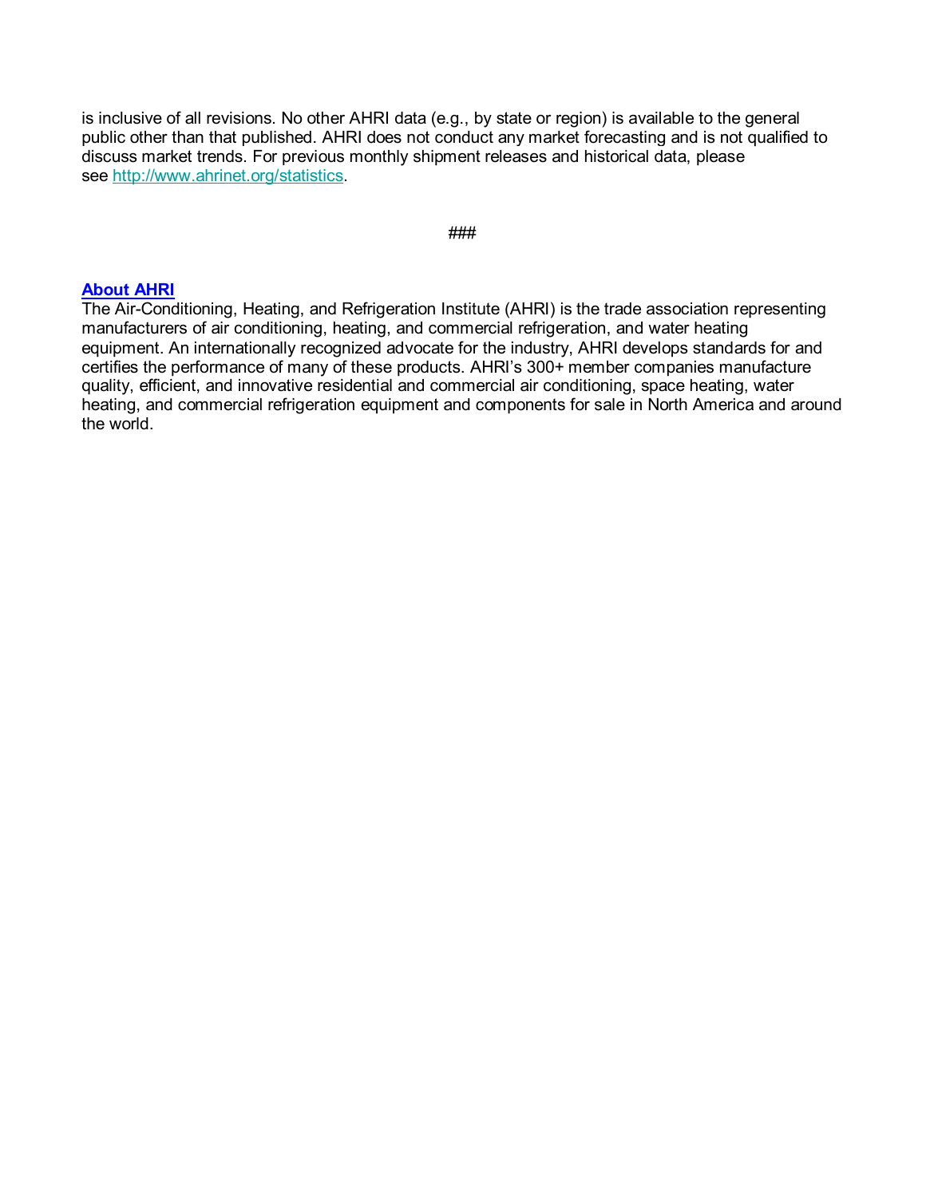is inclusive of all revisions. No other AHRI data (e.g., by state or region) is available to the general public other than that published. AHRI does not conduct any market forecasting and is not qualified to discuss market trends. For previous monthly shipment releases and historical data, please see [http://www.ahrinet.org/statistics](http://www.ahrinet.org/statistics).

###

**About AHRI**

The Air-Conditioning, Heating, and Refrigeration Institute (AHRI) is the trade association representing manufacturers of air conditioning, heating, and commercial refrigeration, and water heating equipment. An internationally recognized advocate for the industry, AHRI develops standards for and certifies the performance of many of these products. AHRI's 300+ member companies manufacture quality, efficient, and innovative residential and commercial air conditioning, space heating, water heating, and commercial refrigeration equipment and components for sale in North America and around the world.